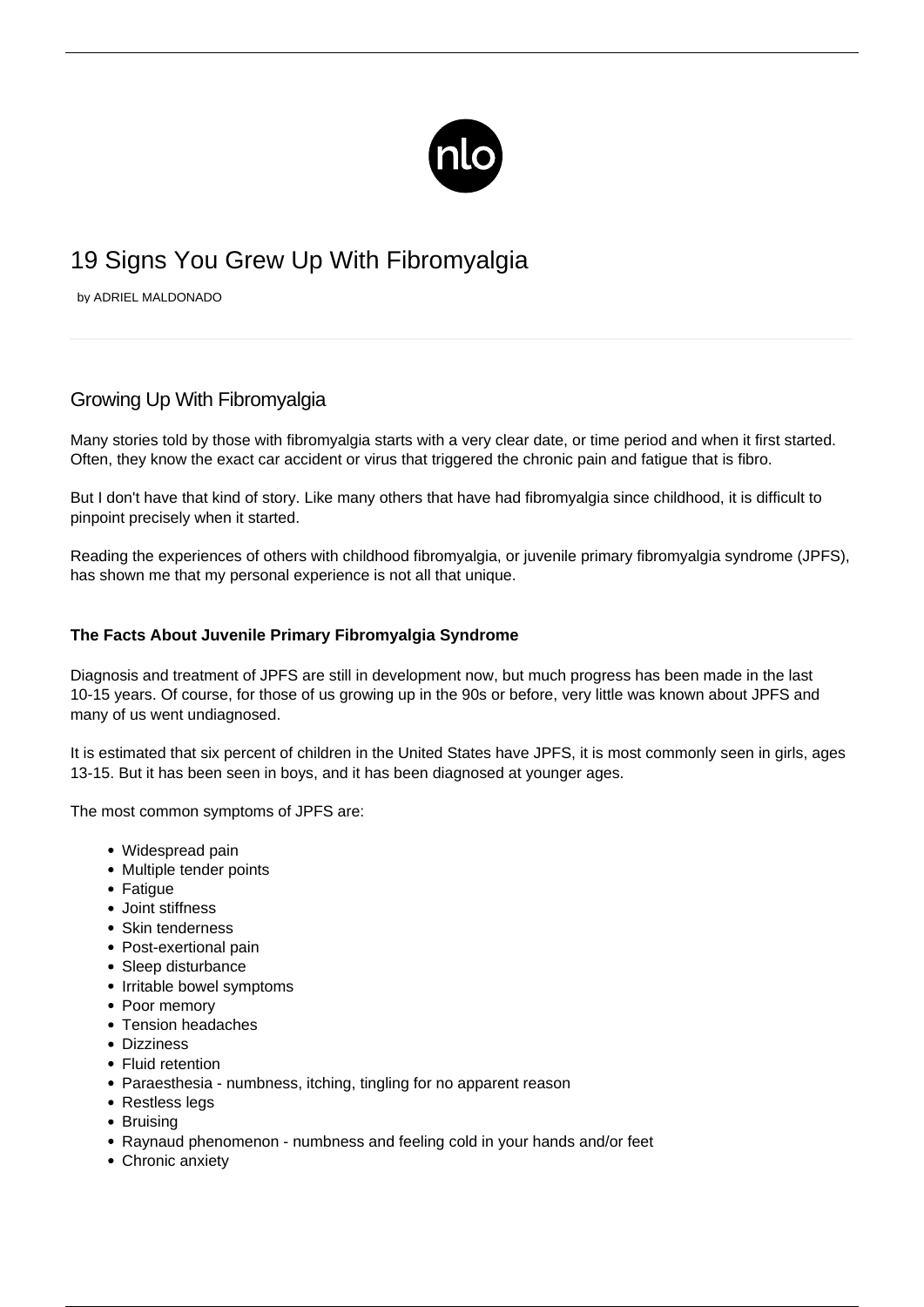# 19 Signs You Grew Up With Fibromyalgia

by ADRIEL MALDONADO

## Growing Up With Fibromyalgia

Many stories told by those with fibromyalgia starts with a very clear date, or time period and when it first started. Often, they know the exact car accident or virus that triggered the chronic pain and fatigue that is fibro.

But I don't have that kind of story. Like many others that have had fibromyalgia since childhood, it is difficult to pinpoint precisely when it started.

Reading the experiences of others with childhood fibromyalgia, or juvenile primary fibromyalgia syndrome (JPFS), has shown me that my personal experience is not all that unique.

### The Facts About Juvenile Primary Fibromyalgia Syndrome

Diagnosis and treatment of JPFS are still in development now, but much progress has been made in the last 10-15 years. Of course, for those of us growing up in the 90s or before, very little was known about JPFS and many of us went undiagnosed.

It is estimated that six percent of children in the United States have JPFS, it is most commonly seen in girls, ages 13-15. But it has been seen in boys, and it has been diagnosed at younger ages.

The most common symptoms of JPFS are:

- Widespread pain
- Multiple tender points
- Fatigue
- Joint stiffness
- Skin tenderness
- Post-exertional pain
- Sleep disturbance
- Irritable bowel symptoms
- Poor memory
- Tension headaches
- Dizziness
- Fluid retention
- Paraesthesia - numbness, itching, tingling for no apparent reason
- Restless legs
- Bruising
- Raynaud phenomenon - numbness and feeling cold in your hands and/or feet
- Chronic anxiety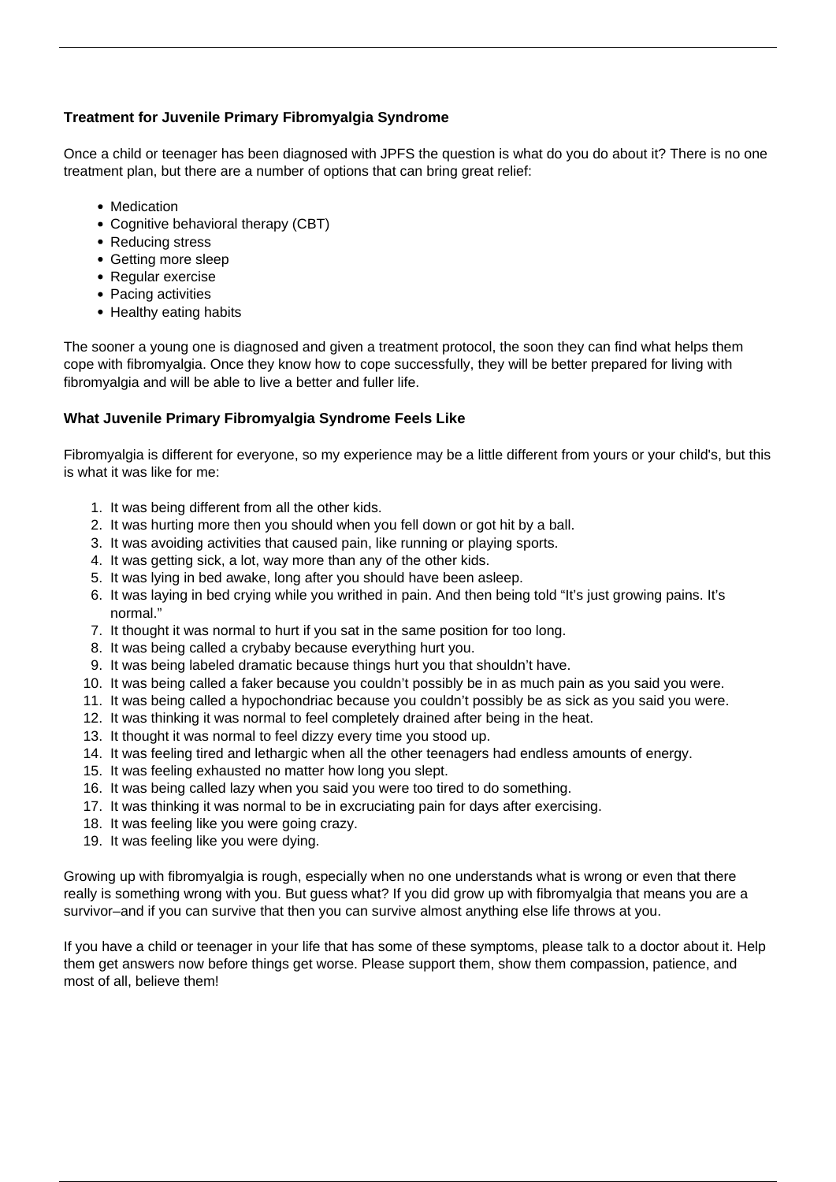**Treatment for Juvenile Primary Fibromyalgia Syndrome**

Once a child or teenager has been diagnosed with JPFS the question is what do you do about it? There is no one treatment plan, but there are a number of options that can bring great relief:

- Medication
- Cognitive behavioral therapy (CBT)
- Reducing stress
- Getting more sleep
- Regular exercise
- Pacing activities
- Healthy eating habits

The sooner a young one is diagnosed and given a treatment protocol, the soon they can find what helps them cope with fibromyalgia. Once they know how to cope successfully, they will be better prepared for living with fibromyalgia and will be able to live a better and fuller life.

**What Juvenile Primary Fibromyalgia Syndrome Feels Like**

Fibromyalgia is different for everyone, so my experience may be a little different from yours or your child's, but this is what it was like for me:

1. It was being different from all the other kids.
2. It was hurting more then you should when you fell down or got hit by a ball.
3. It was avoiding activities that caused pain, like running or playing sports.
4. It was getting sick, a lot, way more than any of the other kids.
5. It was lying in bed awake, long after you should have been asleep.
6. It was laying in bed crying while you writhed in pain. And then being told "It's just growing pains. It's normal."
7. It thought it was normal to hurt if you sat in the same position for too long.
8. It was being called a crybaby because everything hurt you.
9. It was being labeled dramatic because things hurt you that shouldn't have.
10. It was being called a faker because you couldn't possibly be in as much pain as you said you were.
11. It was being called a hypochondriac because you couldn't possibly be as sick as you said you were.
12. It was thinking it was normal to feel completely drained after being in the heat.
13. It thought it was normal to feel dizzy every time you stood up.
14. It was feeling tired and lethargic when all the other teenagers had endless amounts of energy.
15. It was feeling exhausted no matter how long you slept.
16. It was being called lazy when you said you were too tired to do something.
17. It was thinking it was normal to be in excruciating pain for days after exercising.
18. It was feeling like you were going crazy.
19. It was feeling like you were dying.

Growing up with fibromyalgia is rough, especially when no one understands what is wrong or even that there really is something wrong with you. But guess what? If you did grow up with fibromyalgia that means you are a survivor–and if you can survive that then you can survive almost anything else life throws at you.

If you have a child or teenager in your life that has some of these symptoms, please talk to a doctor about it. Help them get answers now before things get worse. Please support them, show them compassion, patience, and most of all, believe them!